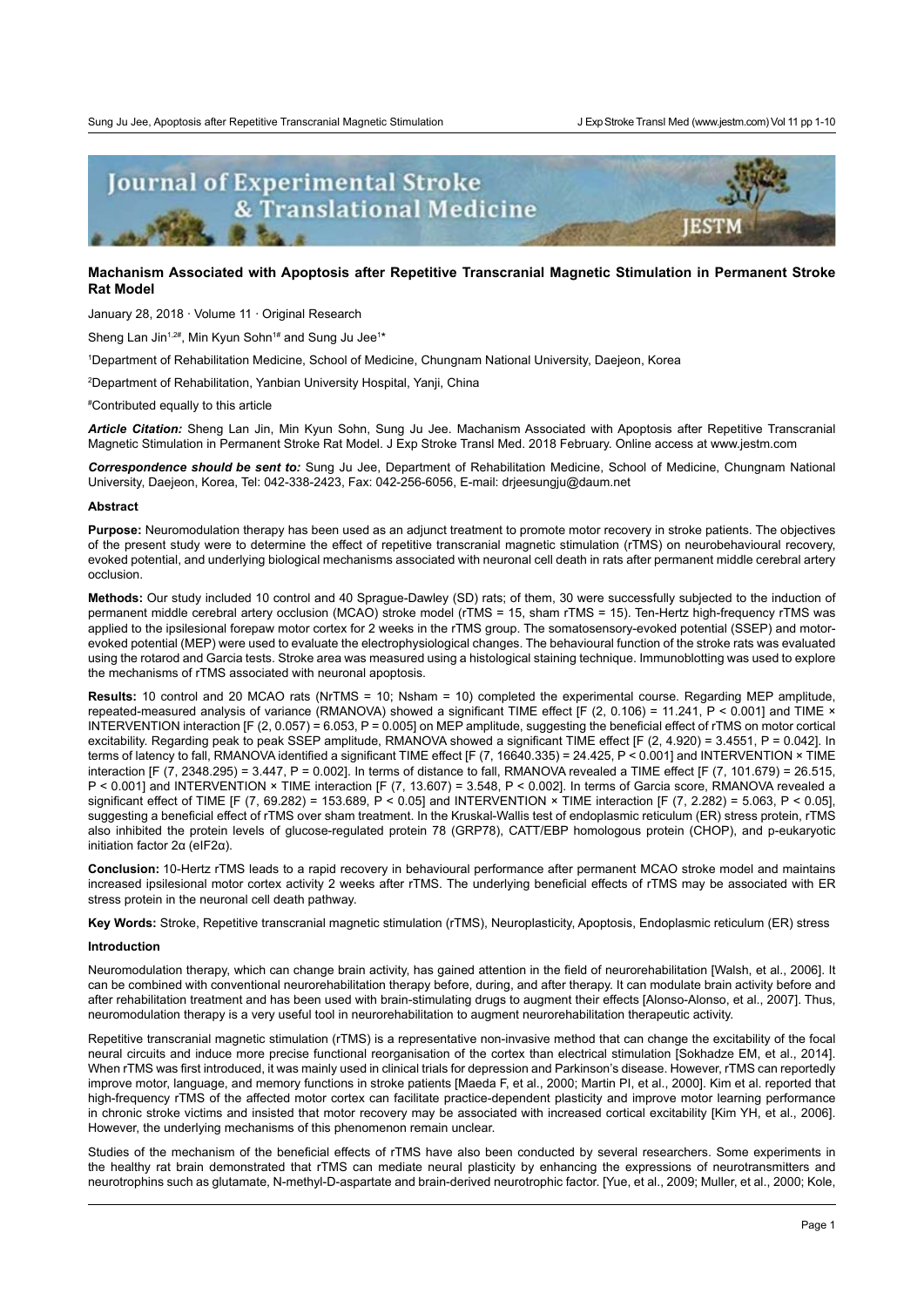# Machanism Associated with Apoptosis after Repetitive Transcranial Magnetic Stimulation in Permanent Stroke Rat Model

January 28, 2018 · Volume 11 · Original Research

Sheng Lan Jin[1,2#], Min Kyun Sohn[1#] and Sung Ju Jee[1*]

[1]Department of Rehabilitation Medicine, School of Medicine, Chungnam National University, Daejeon, Korea

[2]Department of Rehabilitation, Yanbian University Hospital, Yanji, China

[#]Contributed equally to this article

***Article Citation:*** Sheng Lan Jin, Min Kyun Sohn, Sung Ju Jee. Machanism Associated with Apoptosis after Repetitive Transcranial Magnetic Stimulation in Permanent Stroke Rat Model. J Exp Stroke Transl Med. 2018 February. Online access at www.jestm.com

***Correspondence should be sent to:*** Sung Ju Jee, Department of Rehabilitation Medicine, School of Medicine, Chungnam National University, Daejeon, Korea, Tel: 042-338-2423, Fax: 042-256-6056, E-mail: drjeesungju@daum.net

### Abstract

**Purpose:** Neuromodulation therapy has been used as an adjunct treatment to promote motor recovery in stroke patients. The objectives of the present study were to determine the effect of repetitive transcranial magnetic stimulation (rTMS) on neurobehavioural recovery, evoked potential, and underlying biological mechanisms associated with neuronal cell death in rats after permanent middle cerebral artery occlusion.

**Methods:** Our study included 10 control and 40 Sprague-Dawley (SD) rats; of them, 30 were successfully subjected to the induction of permanent middle cerebral artery occlusion (MCAO) stroke model (rTMS = 15, sham rTMS = 15). Ten-Hertz high-frequency rTMS was applied to the ipsilesional forepaw motor cortex for 2 weeks in the rTMS group. The somatosensory-evoked potential (SSEP) and motor-evoked potential (MEP) were used to evaluate the electrophysiological changes. The behavioural function of the stroke rats was evaluated using the rotarod and Garcia tests. Stroke area was measured using a histological staining technique. Immunoblotting was used to explore the mechanisms of rTMS associated with neuronal apoptosis.

**Results:** 10 control and 20 MCAO rats (NrTMS = 10; Nsham = 10) completed the experimental course. Regarding MEP amplitude, repeated-measured analysis of variance (RMANOVA) showed a significant TIME effect [$F(2, 0.106) = 11.241$, $P < 0.001$] and TIME × INTERVENTION interaction [$F(2, 0.057) = 6.053$, $P = 0.005$] on MEP amplitude, suggesting the beneficial effect of rTMS on motor cortical excitability. Regarding peak to peak SSEP amplitude, RMANOVA showed a significant TIME effect [$F(2, 4.920) = 3.4551$, $P = 0.042$]. In terms of latency to fall, RMANOVA identified a significant TIME effect [$F(7, 16640.335) = 24.425$, $P < 0.001$] and INTERVENTION × TIME interaction [$F(7, 2348.295) = 3.447$, $P = 0.002$]. In terms of distance to fall, RMANOVA revealed a TIME effect [$F(7, 101.679) = 26.515$, $P < 0.001$] and INTERVENTION × TIME interaction [$F(7, 13.607) = 3.548$, $P < 0.002$]. In terms of Garcia score, RMANOVA revealed a significant effect of TIME [$F(7, 69.282) = 153.689$, $P < 0.05$] and INTERVENTION × TIME interaction [$F(7, 2.282) = 5.063$, $P < 0.05$], suggesting a beneficial effect of rTMS over sham treatment. In the Kruskal-Wallis test of endoplasmic reticulum (ER) stress protein, rTMS also inhibited the protein levels of glucose-regulated protein 78 (GRP78), CATT/EBP homologous protein (CHOP), and p-eukaryotic initiation factor 2α (eIF2α).

**Conclusion:** 10-Hertz rTMS leads to a rapid recovery in behavioural performance after permanent MCAO stroke model and maintains increased ipsilesional motor cortex activity 2 weeks after rTMS. The underlying beneficial effects of rTMS may be associated with ER stress protein in the neuronal cell death pathway.

**Key Words:** Stroke, Repetitive transcranial magnetic stimulation (rTMS), Neuroplasticity, Apoptosis, Endoplasmic reticulum (ER) stress

### Introduction

Neuromodulation therapy, which can change brain activity, has gained attention in the field of neurorehabilitation [Walsh, et al., 2006]. It can be combined with conventional neurorehabilitation therapy before, during, and after therapy. It can modulate brain activity before and after rehabilitation treatment and has been used with brain-stimulating drugs to augment their effects [Alonso-Alonso, et al., 2007]. Thus, neuromodulation therapy is a very useful tool in neurorehabilitation to augment neurorehabilitation therapeutic activity.

Repetitive transcranial magnetic stimulation (rTMS) is a representative non-invasive method that can change the excitability of the focal neural circuits and induce more precise functional reorganisation of the cortex than electrical stimulation [Sokhadze EM, et al., 2014]. When rTMS was first introduced, it was mainly used in clinical trials for depression and Parkinson's disease. However, rTMS can reportedly improve motor, language, and memory functions in stroke patients [Maeda F, et al., 2000; Martin PI, et al., 2000]. Kim et al. reported that high-frequency rTMS of the affected motor cortex can facilitate practice-dependent plasticity and improve motor learning performance in chronic stroke victims and insisted that motor recovery may be associated with increased cortical excitability [Kim YH, et al., 2006]. However, the underlying mechanisms of this phenomenon remain unclear.

Studies of the mechanism of the beneficial effects of rTMS have also been conducted by several researchers. Some experiments in the healthy rat brain demonstrated that rTMS can mediate neural plasticity by enhancing the expressions of neurotransmitters and neurotrophins such as glutamate, N-methyl-D-aspartate and brain-derived neurotrophic factor. [Yue, et al., 2009; Muller, et al., 2000; Kole,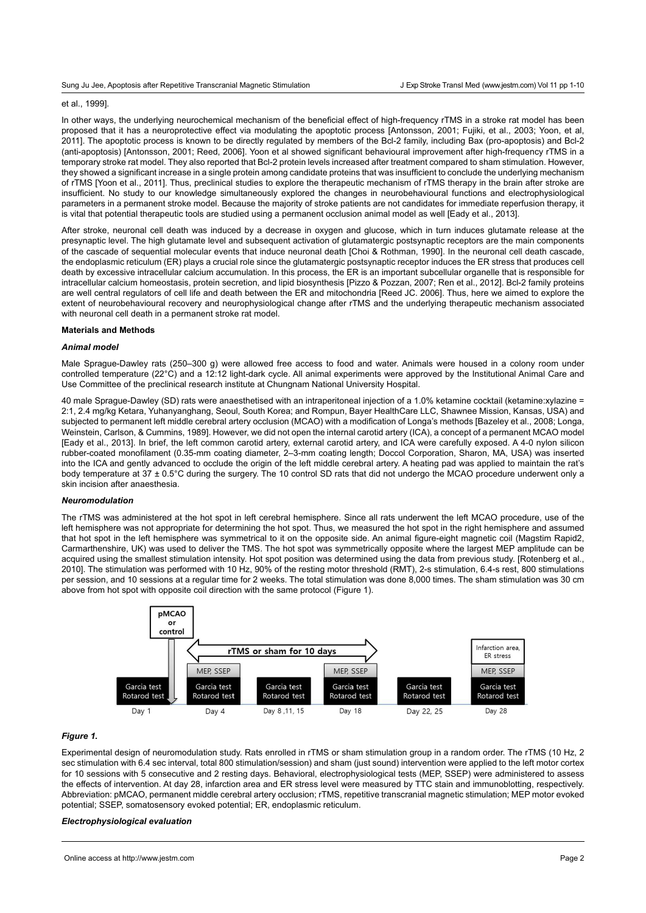et al., 1999].

In other ways, the underlying neurochemical mechanism of the beneficial effect of high-frequency rTMS in a stroke rat model has been proposed that it has a neuroprotective effect via modulating the apoptotic process [Antonsson, 2001; Fujiki, et al., 2003; Yoon, et al, 2011]. The apoptotic process is known to be directly regulated by members of the Bcl-2 family, including Bax (pro-apoptosis) and Bcl-2 (anti-apoptosis) [Antonsson, 2001; Reed, 2006]. Yoon et al showed significant behavioural improvement after high-frequency rTMS in a temporary stroke rat model. They also reported that Bcl-2 protein levels increased after treatment compared to sham stimulation. However, they showed a significant increase in a single protein among candidate proteins that was insufficient to conclude the underlying mechanism of rTMS [Yoon et al., 2011]. Thus, preclinical studies to explore the therapeutic mechanism of rTMS therapy in the brain after stroke are insufficient. No study to our knowledge simultaneously explored the changes in neurobehavioural functions and electrophysiological parameters in a permanent stroke model. Because the majority of stroke patients are not candidates for immediate reperfusion therapy, it is vital that potential therapeutic tools are studied using a permanent occlusion animal model as well [Eady et al., 2013].

After stroke, neuronal cell death was induced by a decrease in oxygen and glucose, which in turn induces glutamate release at the presynaptic level. The high glutamate level and subsequent activation of glutamatergic postsynaptic receptors are the main components of the cascade of sequential molecular events that induce neuronal death [Choi & Rothman, 1990]. In the neuronal cell death cascade, the endoplasmic reticulum (ER) plays a crucial role since the glutamatergic postsynaptic receptor induces the ER stress that produces cell death by excessive intracellular calcium accumulation. In this process, the ER is an important subcellular organelle that is responsible for intracellular calcium homeostasis, protein secretion, and lipid biosynthesis [Pizzo & Pozzan, 2007; Ren et al., 2012]. Bcl-2 family proteins are well central regulators of cell life and death between the ER and mitochondria [Reed JC. 2006]. Thus, here we aimed to explore the extent of neurobehavioural recovery and neurophysiological change after rTMS and the underlying therapeutic mechanism associated with neuronal cell death in a permanent stroke rat model.

## Materials and Methods

### *Animal model*

Male Sprague-Dawley rats (250–300 g) were allowed free access to food and water. Animals were housed in a colony room under controlled temperature (22°C) and a 12:12 light-dark cycle. All animal experiments were approved by the Institutional Animal Care and Use Committee of the preclinical research institute at Chungnam National University Hospital.

40 male Sprague-Dawley (SD) rats were anaesthetised with an intraperitoneal injection of a 1.0% ketamine cocktail (ketamine:xylazine = 2:1, 2.4 mg/kg Ketara, Yuhanyanghang, Seoul, South Korea; and Rompun, Bayer HealthCare LLC, Shawnee Mission, Kansas, USA) and subjected to permanent left middle cerebral artery occlusion (MCAO) with a modification of Longa's methods [Bazeley et al., 2008; Longa, Weinstein, Carlson, & Cummins, 1989]. However, we did not open the internal carotid artery (ICA), a concept of a permanent MCAO model [Eady et al., 2013]. In brief, the left common carotid artery, external carotid artery, and ICA were carefully exposed. A 4-0 nylon silicon rubber-coated monofilament (0.35-mm coating diameter, 2–3-mm coating length; Doccol Corporation, Sharon, MA, USA) was inserted into the ICA and gently advanced to occlude the origin of the left middle cerebral artery. A heating pad was applied to maintain the rat's body temperature at 37 ± 0.5°C during the surgery. The 10 control SD rats that did not undergo the MCAO procedure underwent only a skin incision after anaesthesia.

### *Neuromodulation*

The rTMS was administered at the hot spot in left cerebral hemisphere. Since all rats underwent the left MCAO procedure, use of the left hemisphere was not appropriate for determining the hot spot. Thus, we measured the hot spot in the right hemisphere and assumed that hot spot in the left hemisphere was symmetrical to it on the opposite side. An animal figure-eight magnetic coil (Magstim Rapid2, Carmarthenshire, UK) was used to deliver the TMS. The hot spot was symmetrically opposite where the largest MEP amplitude can be acquired using the smallest stimulation intensity. Hot spot position was determined using the data from previous study. [Rotenberg et al., 2010]. The stimulation was performed with 10 Hz, 90% of the resting motor threshold (RMT), 2-s stimulation, 6.4-s rest, 800 stimulations per session, and 10 sessions at a regular time for 2 weeks. The total stimulation was done 8,000 times. The sham stimulation was 30 cm above from hot spot with opposite coil direction with the same protocol (Figure 1).

pMCAO or control | rTMS or sham for 10 days | Infarction area, ER stress

| Day 1 | Day 4 | Day 8, 11, 15 | Day 18 | Day 22, 25 | Day 28 |
|---|---|---|---|---|---|
| | MEP, SSEP | | MEP, SSEP | | MEP, SSEP |
| Garcia test, Rotarod test | Garcia test, Rotarod test | Garcia test, Rotarod test | Garcia test, Rotarod test | Garcia test, Rotarod test | Garcia test, Rotarod test |

***Figure 1.***

Experimental design of neuromodulation study. Rats enrolled in rTMS or sham stimulation group in a random order. The rTMS (10 Hz, 2 sec stimulation with 6.4 sec interval, total 800 stimulation/session) and sham (just sound) intervention were applied to the left motor cortex for 10 sessions with 5 consecutive and 2 resting days. Behavioral, electrophysiological tests (MEP, SSEP) were administered to assess the effects of intervention. At day 28, infarction area and ER stress level were measured by TTC stain and immunoblotting, respectively. Abbreviation: pMCAO, permanent middle cerebral artery occlusion; rTMS, repetitive transcranial magnetic stimulation; MEP motor evoked potential; SSEP, somatosensory evoked potential; ER, endoplasmic reticulum.

### *Electrophysiological evaluation*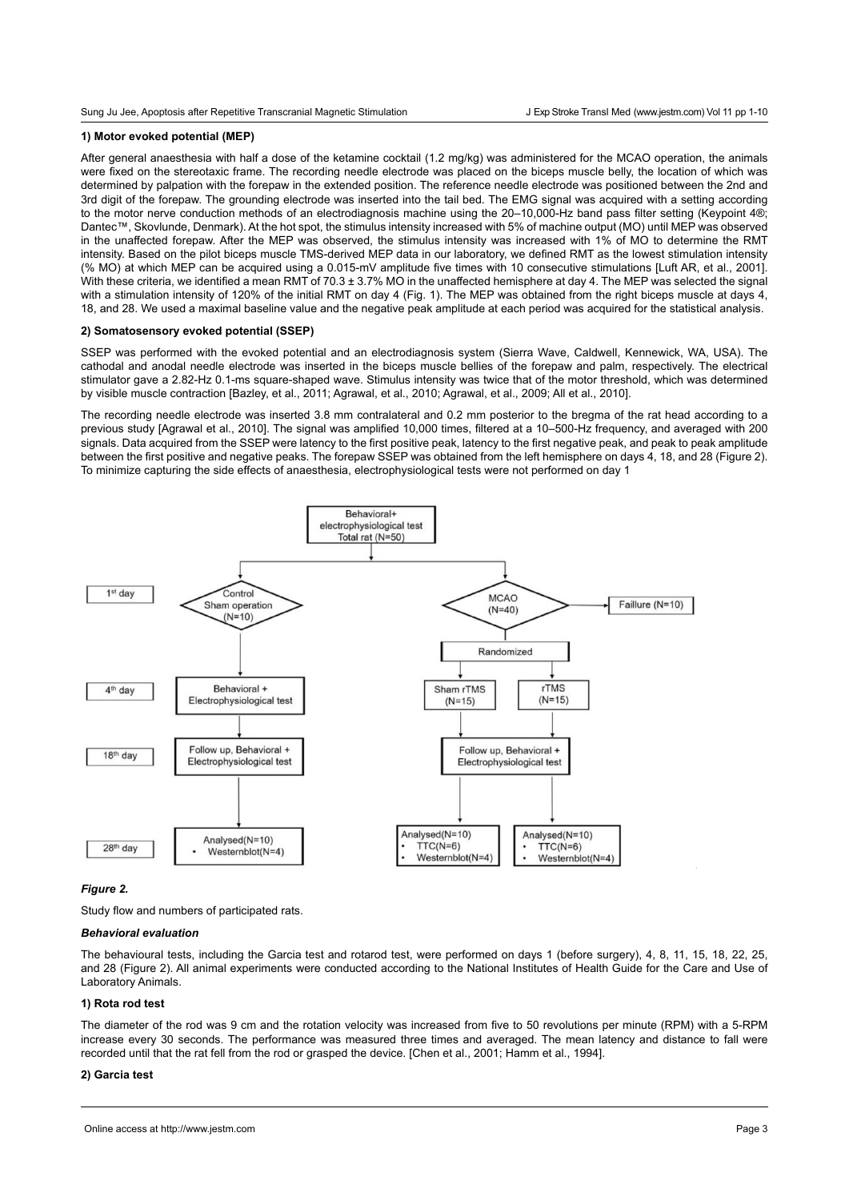#### 1) Motor evoked potential (MEP)

After general anaesthesia with half a dose of the ketamine cocktail (1.2 mg/kg) was administered for the MCAO operation, the animals were fixed on the stereotaxic frame. The recording needle electrode was placed on the biceps muscle belly, the location of which was determined by palpation with the forepaw in the extended position. The reference needle electrode was positioned between the 2nd and 3rd digit of the forepaw. The grounding electrode was inserted into the tail bed. The EMG signal was acquired with a setting according to the motor nerve conduction methods of an electrodiagnosis machine using the 20–10,000-Hz band pass filter setting (Keypoint 4®; Dantec™, Skovlunde, Denmark). At the hot spot, the stimulus intensity increased with 5% of machine output (MO) until MEP was observed in the unaffected forepaw. After the MEP was observed, the stimulus intensity was increased with 1% of MO to determine the RMT intensity. Based on the pilot biceps muscle TMS-derived MEP data in our laboratory, we defined RMT as the lowest stimulation intensity (% MO) at which MEP can be acquired using a 0.015-mV amplitude five times with 10 consecutive stimulations [Luft AR, et al., 2001]. With these criteria, we identified a mean RMT of 70.3 ± 3.7% MO in the unaffected hemisphere at day 4. The MEP was selected the signal with a stimulation intensity of 120% of the initial RMT on day 4 (Fig. 1). The MEP was obtained from the right biceps muscle at days 4, 18, and 28. We used a maximal baseline value and the negative peak amplitude at each period was acquired for the statistical analysis.

#### 2) Somatosensory evoked potential (SSEP)

SSEP was performed with the evoked potential and an electrodiagnosis system (Sierra Wave, Caldwell, Kennewick, WA, USA). The cathodal and anodal needle electrode was inserted in the biceps muscle bellies of the forepaw and palm, respectively. The electrical stimulator gave a 2.82-Hz 0.1-ms square-shaped wave. Stimulus intensity was twice that of the motor threshold, which was determined by visible muscle contraction [Bazley, et al., 2011; Agrawal, et al., 2010; Agrawal, et al., 2009; All et al., 2010].

The recording needle electrode was inserted 3.8 mm contralateral and 0.2 mm posterior to the bregma of the rat head according to a previous study [Agrawal et al., 2010]. The signal was amplified 10,000 times, filtered at a 10–500-Hz frequency, and averaged with 200 signals. Data acquired from the SSEP were latency to the first positive peak, latency to the first negative peak, and peak to peak amplitude between the first positive and negative peaks. The forepaw SSEP was obtained from the left hemisphere on days 4, 18, and 28 (Figure 2). To minimize capturing the side effects of anaesthesia, electrophysiological tests were not performed on day 1

Behavioral+ electrophysiological test Total rat (N=50)

- 1st day: Control Sham operation (N=10); MCAO (N=40) → Faillure (N=10); Randomized → Sham rTMS (N=15), rTMS (N=15)
- 4th day: Behavioral + Electrophysiological test
- 18th day: Follow up, Behavioral + Electrophysiological test
- 28th day: Analysed(N=10) • Westernblot(N=4); Analysed(N=10) • TTC(N=6) • Westernblot(N=4); Analysed(N=10) • TTC(N=6) • Westernblot(N=4)

***Figure 2.***

Study flow and numbers of participated rats.

#### *Behavioral evaluation*

The behavioural tests, including the Garcia test and rotarod test, were performed on days 1 (before surgery), 4, 8, 11, 15, 18, 22, 25, and 28 (Figure 2). All animal experiments were conducted according to the National Institutes of Health Guide for the Care and Use of Laboratory Animals.

#### 1) Rota rod test

The diameter of the rod was 9 cm and the rotation velocity was increased from five to 50 revolutions per minute (RPM) with a 5-RPM increase every 30 seconds. The performance was measured three times and averaged. The mean latency and distance to fall were recorded until that the rat fell from the rod or grasped the device. [Chen et al., 2001; Hamm et al., 1994].

#### 2) Garcia test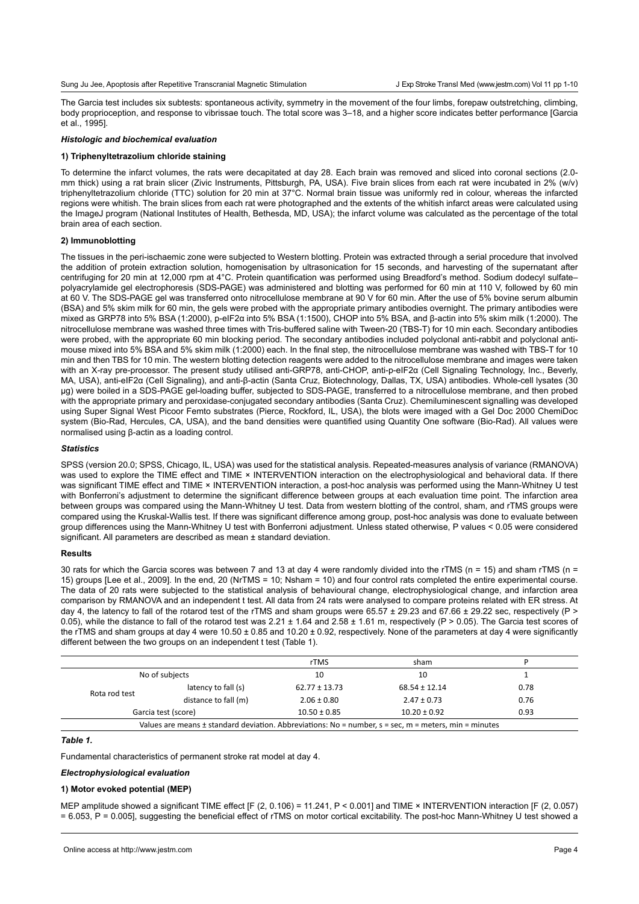The Garcia test includes six subtests: spontaneous activity, symmetry in the movement of the four limbs, forepaw outstretching, climbing, body proprioception, and response to vibrissae touch. The total score was 3–18, and a higher score indicates better performance [Garcia et al., 1995].

### *Histologic and biochemical evaluation*

#### 1) Triphenyltetrazolium chloride staining

To determine the infarct volumes, the rats were decapitated at day 28. Each brain was removed and sliced into coronal sections (2.0-mm thick) using a rat brain slicer (Zivic Instruments, Pittsburgh, PA, USA). Five brain slices from each rat were incubated in 2% (w/v) triphenyltetrazolium chloride (TTC) solution for 20 min at 37°C. Normal brain tissue was uniformly red in colour, whereas the infarcted regions were whitish. The brain slices from each rat were photographed and the extents of the whitish infarct areas were calculated using the ImageJ program (National Institutes of Health, Bethesda, MD, USA); the infarct volume was calculated as the percentage of the total brain area of each section.

#### 2) Immunoblotting

The tissues in the peri-ischaemic zone were subjected to Western blotting. Protein was extracted through a serial procedure that involved the addition of protein extraction solution, homogenisation by ultrasonication for 15 seconds, and harvesting of the supernatant after centrifuging for 20 min at 12,000 rpm at 4°C. Protein quantification was performed using Breadford's method. Sodium dodecyl sulfate–polyacrylamide gel electrophoresis (SDS-PAGE) was administered and blotting was performed for 60 min at 110 V, followed by 60 min at 60 V. The SDS-PAGE gel was transferred onto nitrocellulose membrane at 90 V for 60 min. After the use of 5% bovine serum albumin (BSA) and 5% skim milk for 60 min, the gels were probed with the appropriate primary antibodies overnight. The primary antibodies were mixed as GRP78 into 5% BSA (1:2000), p-eIF2α into 5% BSA (1:1500), CHOP into 5% BSA, and β-actin into 5% skim milk (1:2000). The nitrocellulose membrane was washed three times with Tris-buffered saline with Tween-20 (TBS-T) for 10 min each. Secondary antibodies were probed, with the appropriate 60 min blocking period. The secondary antibodies included polyclonal anti-rabbit and polyclonal anti-mouse mixed into 5% BSA and 5% skim milk (1:2000) each. In the final step, the nitrocellulose membrane was washed with TBS-T for 10 min and then TBS for 10 min. The western blotting detection reagents were added to the nitrocellulose membrane and images were taken with an X-ray pre-processor. The present study utilised anti-GRP78, anti-CHOP, anti-p-eIF2α (Cell Signaling Technology, Inc., Beverly, MA, USA), anti-eIF2α (Cell Signaling), and anti-β-actin (Santa Cruz, Biotechnology, Dallas, TX, USA) antibodies. Whole-cell lysates (30 μg) were boiled in a SDS-PAGE gel-loading buffer, subjected to SDS-PAGE, transferred to a nitrocellulose membrane, and then probed with the appropriate primary and peroxidase-conjugated secondary antibodies (Santa Cruz). Chemiluminescent signalling was developed using Super Signal West Picoor Femto substrates (Pierce, Rockford, IL, USA), the blots were imaged with a Gel Doc 2000 ChemiDoc system (Bio-Rad, Hercules, CA, USA), and the band densities were quantified using Quantity One software (Bio-Rad). All values were normalised using β-actin as a loading control.

### *Statistics*

SPSS (version 20.0; SPSS, Chicago, IL, USA) was used for the statistical analysis. Repeated-measures analysis of variance (RMANOVA) was used to explore the TIME effect and TIME × INTERVENTION interaction on the electrophysiological and behavioral data. If there was significant TIME effect and TIME × INTERVENTION interaction, a post-hoc analysis was performed using the Mann-Whitney U test with Bonferroni's adjustment to determine the significant difference between groups at each evaluation time point. The infarction area between groups was compared using the Mann-Whitney U test. Data from western blotting of the control, sham, and rTMS groups were compared using the Kruskal-Wallis test. If there was significant difference among group, post-hoc analysis was done to evaluate between group differences using the Mann-Whitney U test with Bonferroni adjustment. Unless stated otherwise, P values < 0.05 were considered significant. All parameters are described as mean ± standard deviation.

## Results

30 rats for which the Garcia scores was between 7 and 13 at day 4 were randomly divided into the rTMS (n = 15) and sham rTMS (n = 15) groups [Lee et al., 2009]. In the end, 20 ($N_{rTMS}$ = 10; $N_{sham}$ = 10) and four control rats completed the entire experimental course. The data of 20 rats were subjected to the statistical analysis of behavioural change, electrophysiological change, and infarction area comparison by RMANOVA and an independent t test. All data from 24 rats were analysed to compare proteins related with ER stress. At day 4, the latency to fall of the rotarod test of the rTMS and sham groups were 65.57 ± 29.23 and 67.66 ± 29.22 sec, respectively (P > 0.05), while the distance to fall of the rotarod test was 2.21 ± 1.64 and 2.58 ± 1.61 m, respectively (P > 0.05). The Garcia test scores of the rTMS and sham groups at day 4 were 10.50 ± 0.85 and 10.20 ± 0.92, respectively. None of the parameters at day 4 were significantly different between the two groups on an independent t test (Table 1).

| | | rTMS | sham | P |
|---|---|---|---|---|
| No of subjects | | 10 | 10 | 1 |
| Rota rod test | latency to fall (s) | 62.77 ± 13.73 | 68.54 ± 12.14 | 0.78 |
| | distance to fall (m) | 2.06 ± 0.80 | 2.47 ± 0.73 | 0.76 |
| Garcia test (score) | | 10.50 ± 0.85 | 10.20 ± 0.92 | 0.93 |

Values are means ± standard deviation. Abbreviations: No = number, s = sec, m = meters, min = minutes

***Table 1.***

Fundamental characteristics of permanent stroke rat model at day 4.

### *Electrophysiological evaluation*

#### 1) Motor evoked potential (MEP)

MEP amplitude showed a significant TIME effect [$F(2, 0.106) = 11.241$, $P < 0.001$] and TIME × INTERVENTION interaction [$F(2, 0.057) = 6.053$, $P = 0.005$], suggesting the beneficial effect of rTMS on motor cortical excitability. The post-hoc Mann-Whitney U test showed a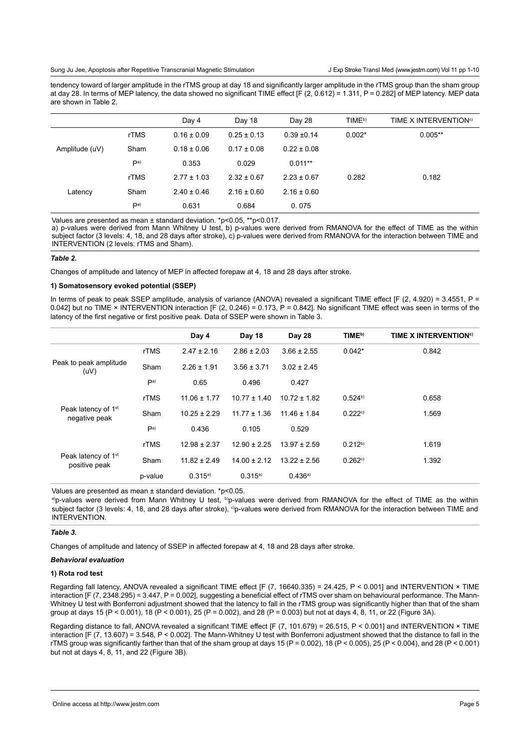tendency toward of larger amplitude in the rTMS group at day 18 and significantly larger amplitude in the rTMS group than the sham group at day 28. In terms of MEP latency, the data showed no significant TIME effect [F (2, 0.612) = 1.311, P = 0.282] of MEP latency. MEP data are shown in Table 2.

| | | Day 4 | Day 18 | Day 28 | TIME[b)] | TIME X INTERVENTION[c)] |
|---|---|---|---|---|---|---|
| Amplitude (uV) | rTMS | 0.16 ± 0.09 | 0.25 ± 0.13 | 0.39 ±0.14 | 0.002* | 0.005** |
| | Sham | 0.18 ± 0.06 | 0.17 ± 0.08 | 0.22 ± 0.08 | | |
| | P[a)] | 0.353 | 0.029 | 0.011** | | |
| Latency | rTMS | 2.77 ± 1.03 | 2.32 ± 0.67 | 2.23 ± 0.67 | 0.282 | 0.182 |
| | Sham | 2.40 ± 0.46 | 2.16 ± 0.60 | 2.16 ± 0.60 | | |
| | P[a)] | 0.631 | 0.684 | 0. 075 | | |

Values are presented as mean ± standard deviation. *p<0.05, **p<0.017.
a) p-values were derived from Mann Whitney U test, b) p-values were derived from RMANOVA for the effect of TIME as the within subject factor (3 levels: 4, 18, and 28 days after stroke), c) p-values were derived from RMANOVA for the interaction between TIME and INTERVENTION (2 levels: rTMS and Sham).

***Table 2.***

Changes of amplitude and latency of MEP in affected forepaw at 4, 18 and 28 days after stroke.

**1) Somatosensory evoked potential (SSEP)**

In terms of peak to peak SSEP amplitude, analysis of variance (ANOVA) revealed a significant TIME effect [F (2, 4.920) = 3.4551, P = 0.042] but no TIME × INTERVENTION interaction [F (2, 0.246) = 0.173, P = 0.842]. No significant TIME effect was seen in terms of the latency of the first negative or first positive peak. Data of SSEP were shown in Table 3.

| | | **Day 4** | **Day 18** | **Day 28** | **TIME[b)]** | **TIME X INTERVENTION[c)]** |
|---|---|---|---|---|---|---|
| Peak to peak amplitude (uV) | rTMS | 2.47 ± 2.16 | 2.86 ± 2.03 | 3.66 ± 2.55 | 0.042* | 0.842 |
| | Sham | 2.26 ± 1.91 | 3.56 ± 3.71 | 3.02 ± 2.45 | | |
| | P[a)] | 0.65 | 0.496 | 0.427 | | |
| Peak latency of 1[st] negative peak | rTMS | 11.06 ± 1.77 | 10.77 ± 1.40 | 10.72 ± 1.82 | 0.524[b)] | 0.658 |
| | Sham | 10.25 ± 2.29 | 11.77 ± 1.36 | 11.46 ± 1.84 | 0.222[c)] | 1.569 |
| | P[a)] | 0.436 | 0.105 | 0.529 | | |
| Peak latency of 1[st] positive peak | rTMS | 12.98 ± 2.37 | 12.90 ± 2.25 | 13.97 ± 2.59 | 0.212[b)] | 1.619 |
| | Sham | 11.82 ± 2.49 | 14.00 ± 2.12 | 13.22 ± 2.56 | 0.262[c)] | 1.392 |
| | p-value | 0.315[a)] | 0.315[a)] | 0.436[a)] | | |

Values are presented as mean ± standard deviation. *p<0.05.
[a)]p-values were derived from Mann Whitney U test, [b)]p-values were derived from RMANOVA for the effect of TIME as the within subject factor (3 levels: 4, 18, and 28 days after stroke), [c)]p-values were derived from RMANOVA for the interaction between TIME and INTERVENTION.

***Table 3.***

Changes of amplitude and latency of SSEP in affected forepaw at 4, 18 and 28 days after stroke.

***Behavioral evaluation***

**1) Rota rod test**

Regarding fall latency, ANOVA revealed a significant TIME effect [F (7, 16640.335) = 24.425, P < 0.001] and INTERVENTION × TIME interaction [F (7, 2348.295) = 3.447, P = 0.002], suggesting a beneficial effect of rTMS over sham on behavioural performance. The Mann-Whitney U test with Bonferroni adjustment showed that the latency to fall in the rTMS group was significantly higher than that of the sham group at days 15 (P < 0.001), 18 (P < 0.001), 25 (P = 0.002), and 28 (P = 0.003) but not at days 4, 8, 11, or 22 (Figure 3A).

Regarding distance to fall, ANOVA revealed a significant TIME effect [F (7, 101.679) = 26.515, P < 0.001] and INTERVENTION × TIME interaction [F (7, 13.607) = 3.548, P < 0.002]. The Mann-Whitney U test with Bonferroni adjustment showed that the distance to fall in the rTMS group was significantly farther than that of the sham group at days 15 (P = 0.002), 18 (P < 0.005), 25 (P < 0.004), and 28 (P < 0.001) but not at days 4, 8, 11, and 22 (Figure 3B).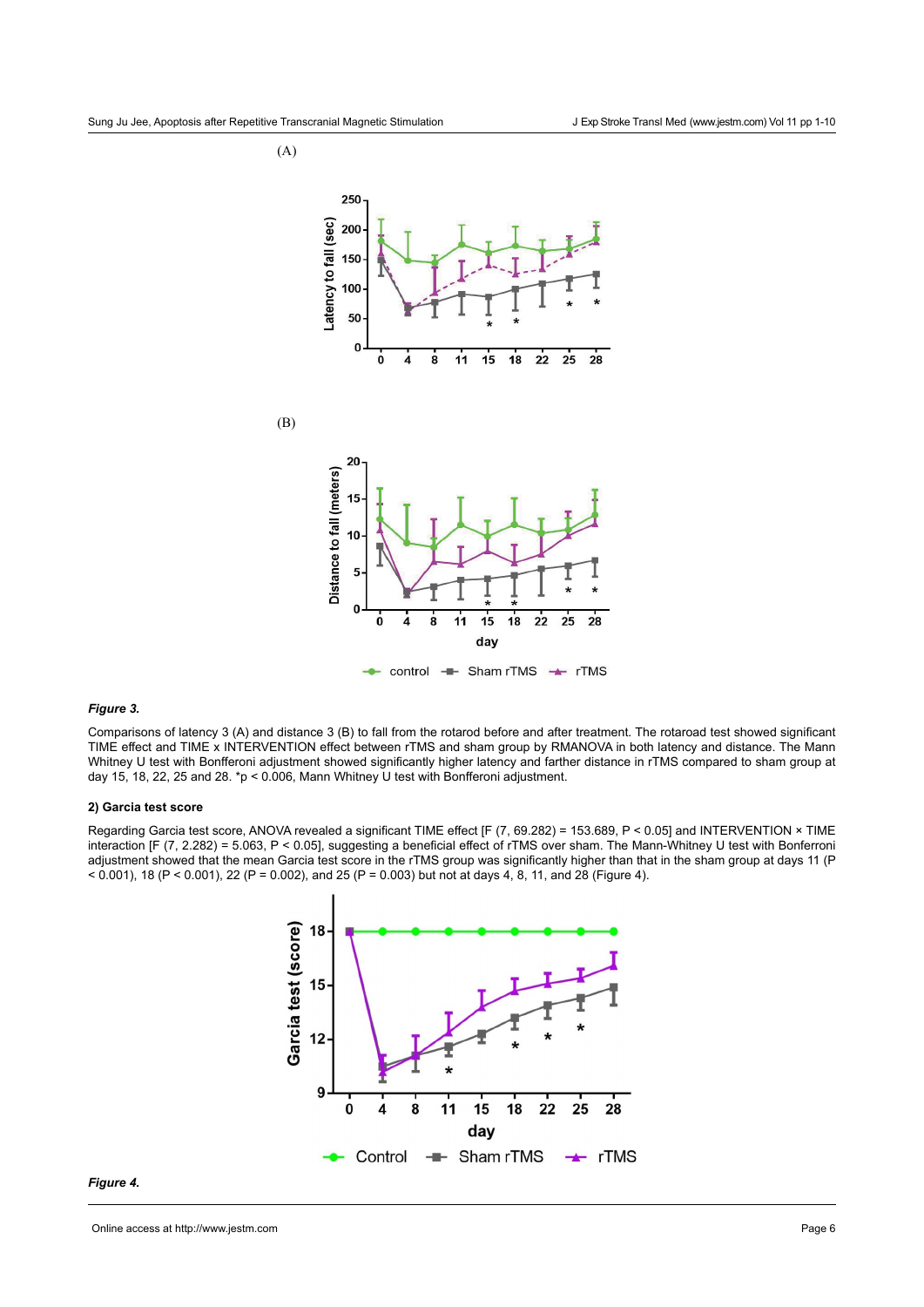(A)

(B)

***Figure 3.***

Comparisons of latency 3 (A) and distance 3 (B) to fall from the rotarod before and after treatment. The rotaroad test showed significant TIME effect and TIME x INTERVENTION effect between rTMS and sham group by RMANOVA in both latency and distance. The Mann Whitney U test with Bonfferoni adjustment showed significantly higher latency and farther distance in rTMS compared to sham group at day 15, 18, 22, 25 and 28. *p < 0.006, Mann Whitney U test with Bonfferoni adjustment.

**2) Garcia test score**

Regarding Garcia test score, ANOVA revealed a significant TIME effect [F (7, 69.282) = 153.689, P < 0.05] and INTERVENTION × TIME interaction [F (7, 2.282) = 5.063, P < 0.05], suggesting a beneficial effect of rTMS over sham. The Mann-Whitney U test with Bonferroni adjustment showed that the mean Garcia test score in the rTMS group was significantly higher than that in the sham group at days 11 (P < 0.001), 18 (P < 0.001), 22 (P = 0.002), and 25 (P = 0.003) but not at days 4, 8, 11, and 28 (Figure 4).

***Figure 4.***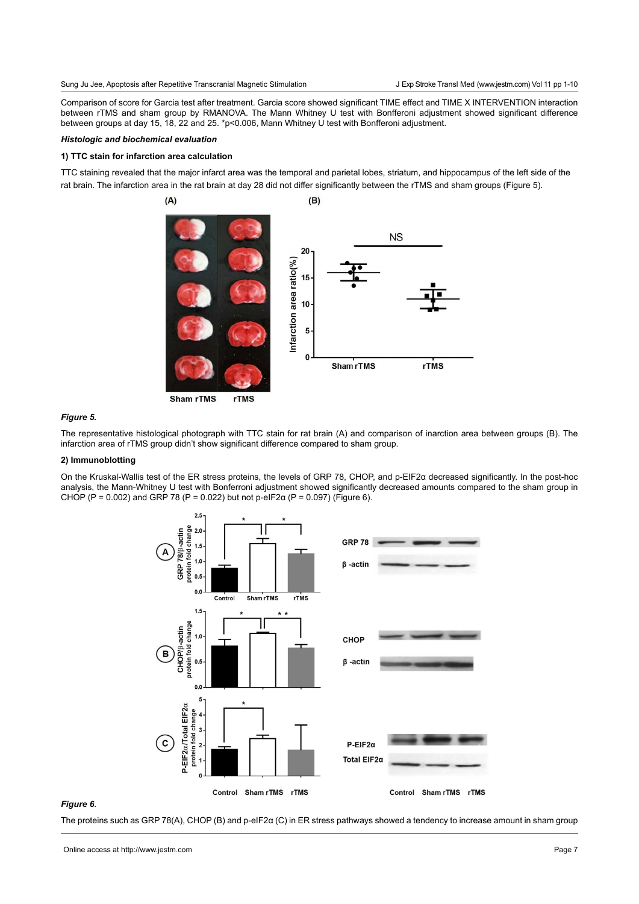Comparison of score for Garcia test after treatment. Garcia score showed significant TIME effect and TIME X INTERVENTION interaction between rTMS and sham group by RMANOVA. The Mann Whitney U test with Bonfferoni adjustment showed significant difference between groups at day 15, 18, 22 and 25. *p<0.006, Mann Whitney U test with Bonfferoni adjustment.

### *Histologic and biochemical evaluation*

#### 1) TTC stain for infarction area calculation

TTC staining revealed that the major infarct area was the temporal and parietal lobes, striatum, and hippocampus of the left side of the rat brain. The infarction area in the rat brain at day 28 did not differ significantly between the rTMS and sham groups (Figure 5).

***Figure 5.***

The representative histological photograph with TTC stain for rat brain (A) and comparison of inarction area between groups (B). The infarction area of rTMS group didn't show significant difference compared to sham group.

#### 2) Immunoblotting

On the Kruskal-Wallis test of the ER stress proteins, the levels of GRP 78, CHOP, and p-EIF2α decreased significantly. In the post-hoc analysis, the Mann-Whitney U test with Bonferroni adjustment showed significantly decreased amounts compared to the sham group in CHOP (P = 0.002) and GRP 78 (P = 0.022) but not p-eIF2α (P = 0.097) (Figure 6).

***Figure 6.***

The proteins such as GRP 78(A), CHOP (B) and p-eIF2α (C) in ER stress pathways showed a tendency to increase amount in sham group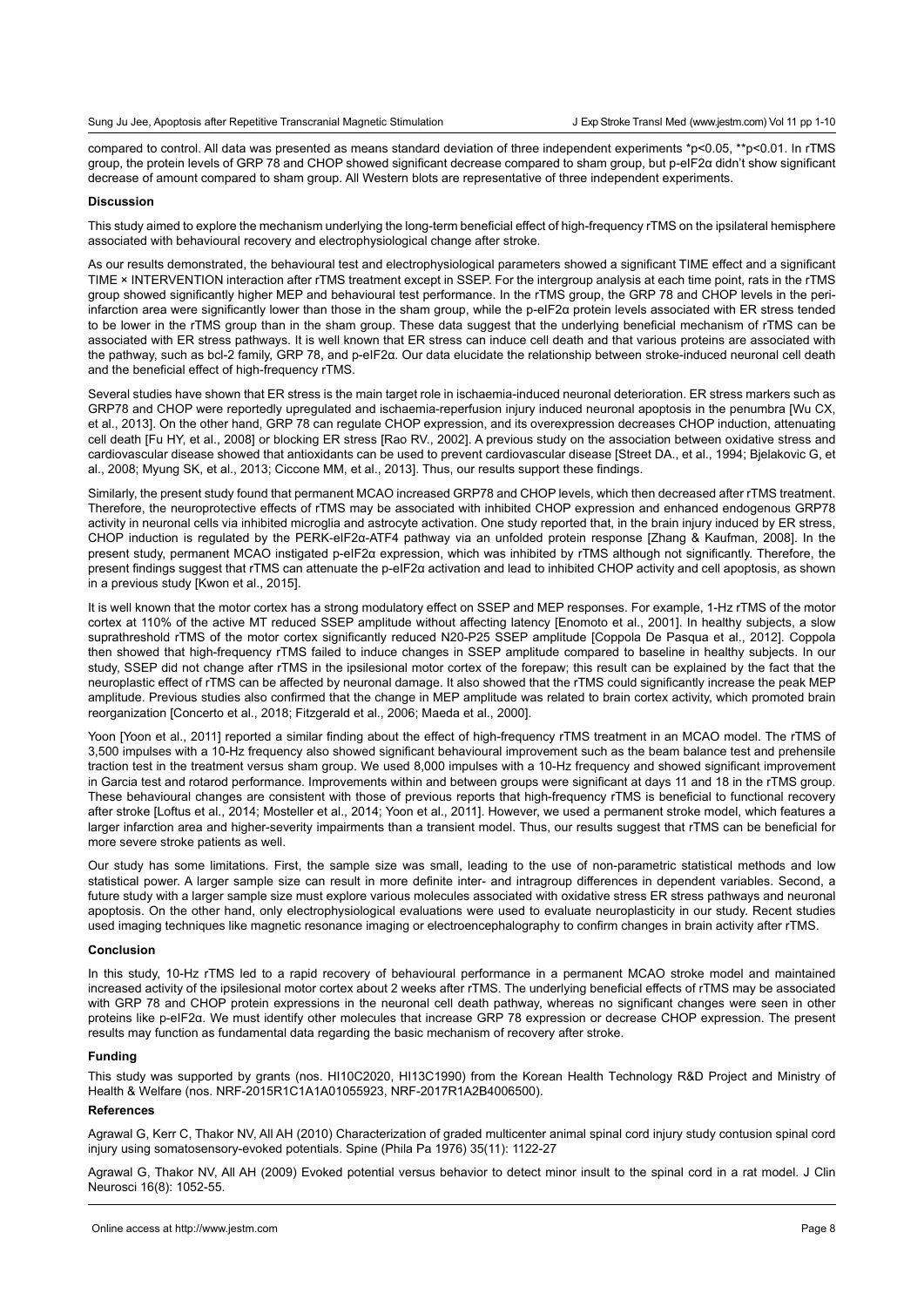compared to control. All data was presented as means standard deviation of three independent experiments *p<0.05, **p<0.01. In rTMS group, the protein levels of GRP 78 and CHOP showed significant decrease compared to sham group, but p-eIF2α didn't show significant decrease of amount compared to sham group. All Western blots are representative of three independent experiments.

## Discussion

This study aimed to explore the mechanism underlying the long-term beneficial effect of high-frequency rTMS on the ipsilateral hemisphere associated with behavioural recovery and electrophysiological change after stroke.

As our results demonstrated, the behavioural test and electrophysiological parameters showed a significant TIME effect and a significant TIME × INTERVENTION interaction after rTMS treatment except in SSEP. For the intergroup analysis at each time point, rats in the rTMS group showed significantly higher MEP and behavioural test performance. In the rTMS group, the GRP 78 and CHOP levels in the peri-infarction area were significantly lower than those in the sham group, while the p-eIF2α protein levels associated with ER stress tended to be lower in the rTMS group than in the sham group. These data suggest that the underlying beneficial mechanism of rTMS can be associated with ER stress pathways. It is well known that ER stress can induce cell death and that various proteins are associated with the pathway, such as bcl-2 family, GRP 78, and p-eIF2α. Our data elucidate the relationship between stroke-induced neuronal cell death and the beneficial effect of high-frequency rTMS.

Several studies have shown that ER stress is the main target role in ischaemia-induced neuronal deterioration. ER stress markers such as GRP78 and CHOP were reportedly upregulated and ischaemia-reperfusion injury induced neuronal apoptosis in the penumbra [Wu CX, et al., 2013]. On the other hand, GRP 78 can regulate CHOP expression, and its overexpression decreases CHOP induction, attenuating cell death [Fu HY, et al., 2008] or blocking ER stress [Rao RV., 2002]. A previous study on the association between oxidative stress and cardiovascular disease showed that antioxidants can be used to prevent cardiovascular disease [Street DA., et al., 1994; Bjelakovic G, et al., 2008; Myung SK, et al., 2013; Ciccone MM, et al., 2013]. Thus, our results support these findings.

Similarly, the present study found that permanent MCAO increased GRP78 and CHOP levels, which then decreased after rTMS treatment. Therefore, the neuroprotective effects of rTMS may be associated with inhibited CHOP expression and enhanced endogenous GRP78 activity in neuronal cells via inhibited microglia and astrocyte activation. One study reported that, in the brain injury induced by ER stress, CHOP induction is regulated by the PERK-eIF2α-ATF4 pathway via an unfolded protein response [Zhang & Kaufman, 2008]. In the present study, permanent MCAO instigated p-eIF2α expression, which was inhibited by rTMS although not significantly. Therefore, the present findings suggest that rTMS can attenuate the p-eIF2α activation and lead to inhibited CHOP activity and cell apoptosis, as shown in a previous study [Kwon et al., 2015].

It is well known that the motor cortex has a strong modulatory effect on SSEP and MEP responses. For example, 1-Hz rTMS of the motor cortex at 110% of the active MT reduced SSEP amplitude without affecting latency [Enomoto et al., 2001]. In healthy subjects, a slow suprathreshold rTMS of the motor cortex significantly reduced N20-P25 SSEP amplitude [Coppola De Pasqua et al., 2012]. Coppola then showed that high-frequency rTMS failed to induce changes in SSEP amplitude compared to baseline in healthy subjects. In our study, SSEP did not change after rTMS in the ipsilesional motor cortex of the forepaw; this result can be explained by the fact that the neuroplastic effect of rTMS can be affected by neuronal damage. It also showed that the rTMS could significantly increase the peak MEP amplitude. Previous studies also confirmed that the change in MEP amplitude was related to brain cortex activity, which promoted brain reorganization [Concerto et al., 2018; Fitzgerald et al., 2006; Maeda et al., 2000].

Yoon [Yoon et al., 2011] reported a similar finding about the effect of high-frequency rTMS treatment in an MCAO model. The rTMS of 3,500 impulses with a 10-Hz frequency also showed significant behavioural improvement such as the beam balance test and prehensile traction test in the treatment versus sham group. We used 8,000 impulses with a 10-Hz frequency and showed significant improvement in Garcia test and rotarod performance. Improvements within and between groups were significant at days 11 and 18 in the rTMS group. These behavioural changes are consistent with those of previous reports that high-frequency rTMS is beneficial to functional recovery after stroke [Loftus et al., 2014; Mosteller et al., 2014; Yoon et al., 2011]. However, we used a permanent stroke model, which features a larger infarction area and higher-severity impairments than a transient model. Thus, our results suggest that rTMS can be beneficial for more severe stroke patients as well.

Our study has some limitations. First, the sample size was small, leading to the use of non-parametric statistical methods and low statistical power. A larger sample size can result in more definite inter- and intragroup differences in dependent variables. Second, a future study with a larger sample size must explore various molecules associated with oxidative stress ER stress pathways and neuronal apoptosis. On the other hand, only electrophysiological evaluations were used to evaluate neuroplasticity in our study. Recent studies used imaging techniques like magnetic resonance imaging or electroencephalography to confirm changes in brain activity after rTMS.

## Conclusion

In this study, 10-Hz rTMS led to a rapid recovery of behavioural performance in a permanent MCAO stroke model and maintained increased activity of the ipsilesional motor cortex about 2 weeks after rTMS. The underlying beneficial effects of rTMS may be associated with GRP 78 and CHOP protein expressions in the neuronal cell death pathway, whereas no significant changes were seen in other proteins like p-eIF2α. We must identify other molecules that increase GRP 78 expression or decrease CHOP expression. The present results may function as fundamental data regarding the basic mechanism of recovery after stroke.

## Funding

This study was supported by grants (nos. HI10C2020, HI13C1990) from the Korean Health Technology R&D Project and Ministry of Health & Welfare (nos. NRF-2015R1C1A1A01055923, NRF-2017R1A2B4006500).

## References

Agrawal G, Kerr C, Thakor NV, All AH (2010) Characterization of graded multicenter animal spinal cord injury study contusion spinal cord injury using somatosensory-evoked potentials. Spine (Phila Pa 1976) 35(11): 1122-27

Agrawal G, Thakor NV, All AH (2009) Evoked potential versus behavior to detect minor insult to the spinal cord in a rat model. J Clin Neurosci 16(8): 1052-55.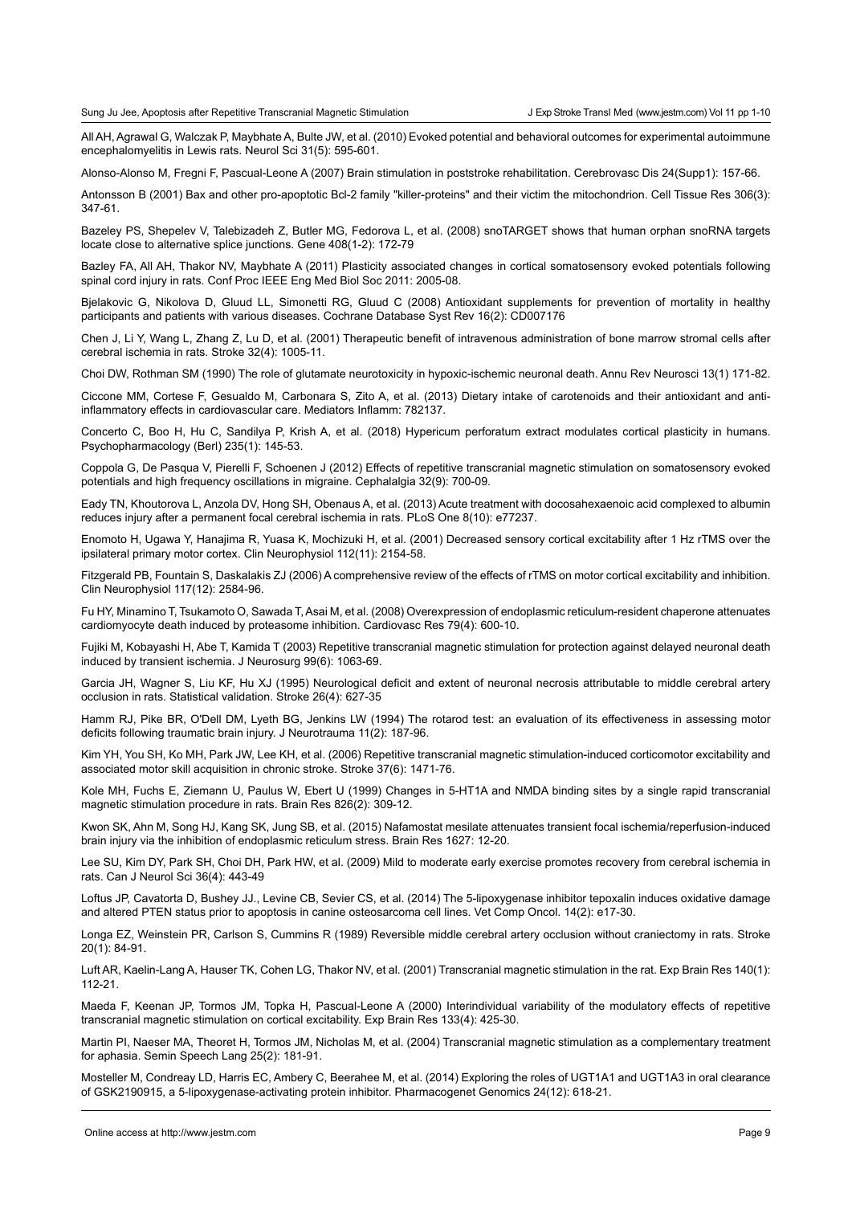All AH, Agrawal G, Walczak P, Maybhate A, Bulte JW, et al. (2010) Evoked potential and behavioral outcomes for experimental autoimmune encephalomyelitis in Lewis rats. Neurol Sci 31(5): 595-601.

Alonso-Alonso M, Fregni F, Pascual-Leone A (2007) Brain stimulation in poststroke rehabilitation. Cerebrovasc Dis 24(Supp1): 157-66.

Antonsson B (2001) Bax and other pro-apoptotic Bcl-2 family "killer-proteins" and their victim the mitochondrion. Cell Tissue Res 306(3): 347-61.

Bazeley PS, Shepelev V, Talebizadeh Z, Butler MG, Fedorova L, et al. (2008) snoTARGET shows that human orphan snoRNA targets locate close to alternative splice junctions. Gene 408(1-2): 172-79

Bazley FA, All AH, Thakor NV, Maybhate A (2011) Plasticity associated changes in cortical somatosensory evoked potentials following spinal cord injury in rats. Conf Proc IEEE Eng Med Biol Soc 2011: 2005-08.

Bjelakovic G, Nikolova D, Gluud LL, Simonetti RG, Gluud C (2008) Antioxidant supplements for prevention of mortality in healthy participants and patients with various diseases. Cochrane Database Syst Rev 16(2): CD007176

Chen J, Li Y, Wang L, Zhang Z, Lu D, et al. (2001) Therapeutic benefit of intravenous administration of bone marrow stromal cells after cerebral ischemia in rats. Stroke 32(4): 1005-11.

Choi DW, Rothman SM (1990) The role of glutamate neurotoxicity in hypoxic-ischemic neuronal death. Annu Rev Neurosci 13(1) 171-82.

Ciccone MM, Cortese F, Gesualdo M, Carbonara S, Zito A, et al. (2013) Dietary intake of carotenoids and their antioxidant and anti-inflammatory effects in cardiovascular care. Mediators Inflamm: 782137.

Concerto C, Boo H, Hu C, Sandilya P, Krish A, et al. (2018) Hypericum perforatum extract modulates cortical plasticity in humans. Psychopharmacology (Berl) 235(1): 145-53.

Coppola G, De Pasqua V, Pierelli F, Schoenen J (2012) Effects of repetitive transcranial magnetic stimulation on somatosensory evoked potentials and high frequency oscillations in migraine. Cephalalgia 32(9): 700-09.

Eady TN, Khoutorova L, Anzola DV, Hong SH, Obenaus A, et al. (2013) Acute treatment with docosahexaenoic acid complexed to albumin reduces injury after a permanent focal cerebral ischemia in rats. PLoS One 8(10): e77237.

Enomoto H, Ugawa Y, Hanajima R, Yuasa K, Mochizuki H, et al. (2001) Decreased sensory cortical excitability after 1 Hz rTMS over the ipsilateral primary motor cortex. Clin Neurophysiol 112(11): 2154-58.

Fitzgerald PB, Fountain S, Daskalakis ZJ (2006) A comprehensive review of the effects of rTMS on motor cortical excitability and inhibition. Clin Neurophysiol 117(12): 2584-96.

Fu HY, Minamino T, Tsukamoto O, Sawada T, Asai M, et al. (2008) Overexpression of endoplasmic reticulum-resident chaperone attenuates cardiomyocyte death induced by proteasome inhibition. Cardiovasc Res 79(4): 600-10.

Fujiki M, Kobayashi H, Abe T, Kamida T (2003) Repetitive transcranial magnetic stimulation for protection against delayed neuronal death induced by transient ischemia. J Neurosurg 99(6): 1063-69.

Garcia JH, Wagner S, Liu KF, Hu XJ (1995) Neurological deficit and extent of neuronal necrosis attributable to middle cerebral artery occlusion in rats. Statistical validation. Stroke 26(4): 627-35

Hamm RJ, Pike BR, O'Dell DM, Lyeth BG, Jenkins LW (1994) The rotarod test: an evaluation of its effectiveness in assessing motor deficits following traumatic brain injury. J Neurotrauma 11(2): 187-96.

Kim YH, You SH, Ko MH, Park JW, Lee KH, et al. (2006) Repetitive transcranial magnetic stimulation-induced corticomotor excitability and associated motor skill acquisition in chronic stroke. Stroke 37(6): 1471-76.

Kole MH, Fuchs E, Ziemann U, Paulus W, Ebert U (1999) Changes in 5-HT1A and NMDA binding sites by a single rapid transcranial magnetic stimulation procedure in rats. Brain Res 826(2): 309-12.

Kwon SK, Ahn M, Song HJ, Kang SK, Jung SB, et al. (2015) Nafamostat mesilate attenuates transient focal ischemia/reperfusion-induced brain injury via the inhibition of endoplasmic reticulum stress. Brain Res 1627: 12-20.

Lee SU, Kim DY, Park SH, Choi DH, Park HW, et al. (2009) Mild to moderate early exercise promotes recovery from cerebral ischemia in rats. Can J Neurol Sci 36(4): 443-49

Loftus JP, Cavatorta D, Bushey JJ., Levine CB, Sevier CS, et al. (2014) The 5-lipoxygenase inhibitor tepoxalin induces oxidative damage and altered PTEN status prior to apoptosis in canine osteosarcoma cell lines. Vet Comp Oncol. 14(2): e17-30.

Longa EZ, Weinstein PR, Carlson S, Cummins R (1989) Reversible middle cerebral artery occlusion without craniectomy in rats. Stroke 20(1): 84-91.

Luft AR, Kaelin-Lang A, Hauser TK, Cohen LG, Thakor NV, et al. (2001) Transcranial magnetic stimulation in the rat. Exp Brain Res 140(1): 112-21.

Maeda F, Keenan JP, Tormos JM, Topka H, Pascual-Leone A (2000) Interindividual variability of the modulatory effects of repetitive transcranial magnetic stimulation on cortical excitability. Exp Brain Res 133(4): 425-30.

Martin PI, Naeser MA, Theoret H, Tormos JM, Nicholas M, et al. (2004) Transcranial magnetic stimulation as a complementary treatment for aphasia. Semin Speech Lang 25(2): 181-91.

Mosteller M, Condreay LD, Harris EC, Ambery C, Beerahee M, et al. (2014) Exploring the roles of UGT1A1 and UGT1A3 in oral clearance of GSK2190915, a 5-lipoxygenase-activating protein inhibitor. Pharmacogenet Genomics 24(12): 618-21.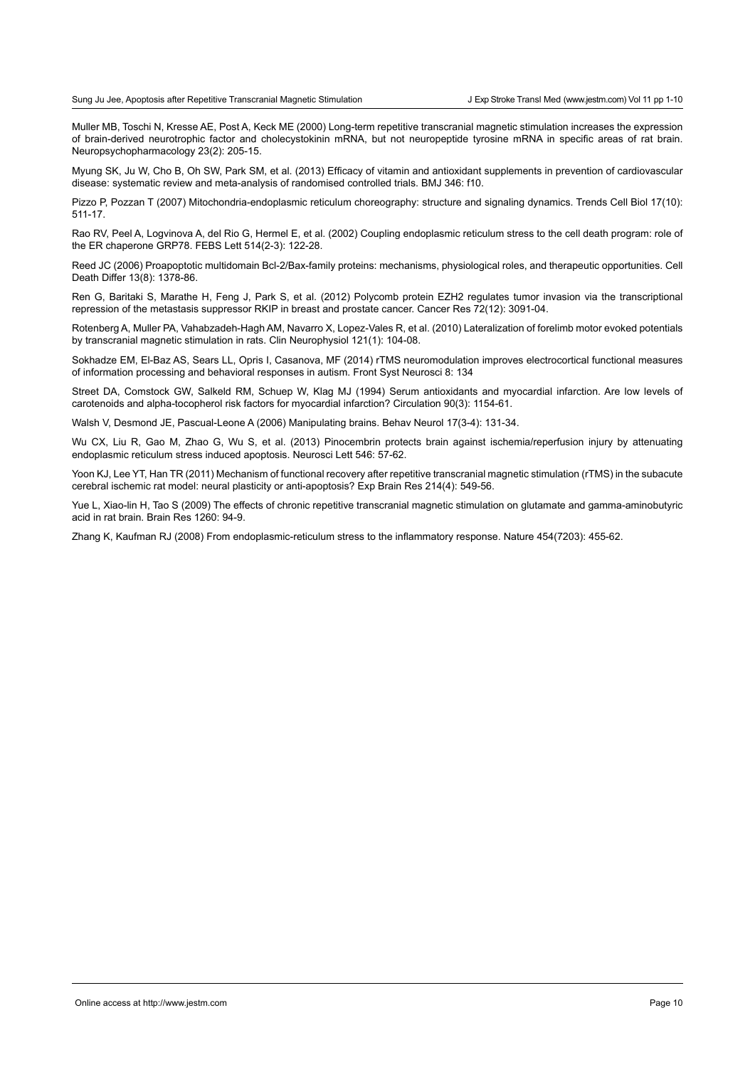Muller MB, Toschi N, Kresse AE, Post A, Keck ME (2000) Long-term repetitive transcranial magnetic stimulation increases the expression of brain-derived neurotrophic factor and cholecystokinin mRNA, but not neuropeptide tyrosine mRNA in specific areas of rat brain. Neuropsychopharmacology 23(2): 205-15.

Myung SK, Ju W, Cho B, Oh SW, Park SM, et al. (2013) Efficacy of vitamin and antioxidant supplements in prevention of cardiovascular disease: systematic review and meta-analysis of randomised controlled trials. BMJ 346: f10.

Pizzo P, Pozzan T (2007) Mitochondria-endoplasmic reticulum choreography: structure and signaling dynamics. Trends Cell Biol 17(10): 511-17.

Rao RV, Peel A, Logvinova A, del Rio G, Hermel E, et al. (2002) Coupling endoplasmic reticulum stress to the cell death program: role of the ER chaperone GRP78. FEBS Lett 514(2-3): 122-28.

Reed JC (2006) Proapoptotic multidomain Bcl-2/Bax-family proteins: mechanisms, physiological roles, and therapeutic opportunities. Cell Death Differ 13(8): 1378-86.

Ren G, Baritaki S, Marathe H, Feng J, Park S, et al. (2012) Polycomb protein EZH2 regulates tumor invasion via the transcriptional repression of the metastasis suppressor RKIP in breast and prostate cancer. Cancer Res 72(12): 3091-04.

Rotenberg A, Muller PA, Vahabzadeh-Hagh AM, Navarro X, Lopez-Vales R, et al. (2010) Lateralization of forelimb motor evoked potentials by transcranial magnetic stimulation in rats. Clin Neurophysiol 121(1): 104-08.

Sokhadze EM, El-Baz AS, Sears LL, Opris I, Casanova, MF (2014) rTMS neuromodulation improves electrocortical functional measures of information processing and behavioral responses in autism. Front Syst Neurosci 8: 134

Street DA, Comstock GW, Salkeld RM, Schuep W, Klag MJ (1994) Serum antioxidants and myocardial infarction. Are low levels of carotenoids and alpha-tocopherol risk factors for myocardial infarction? Circulation 90(3): 1154-61.

Walsh V, Desmond JE, Pascual-Leone A (2006) Manipulating brains. Behav Neurol 17(3-4): 131-34.

Wu CX, Liu R, Gao M, Zhao G, Wu S, et al. (2013) Pinocembrin protects brain against ischemia/reperfusion injury by attenuating endoplasmic reticulum stress induced apoptosis. Neurosci Lett 546: 57-62.

Yoon KJ, Lee YT, Han TR (2011) Mechanism of functional recovery after repetitive transcranial magnetic stimulation (rTMS) in the subacute cerebral ischemic rat model: neural plasticity or anti-apoptosis? Exp Brain Res 214(4): 549-56.

Yue L, Xiao-lin H, Tao S (2009) The effects of chronic repetitive transcranial magnetic stimulation on glutamate and gamma-aminobutyric acid in rat brain. Brain Res 1260: 94-9.

Zhang K, Kaufman RJ (2008) From endoplasmic-reticulum stress to the inflammatory response. Nature 454(7203): 455-62.